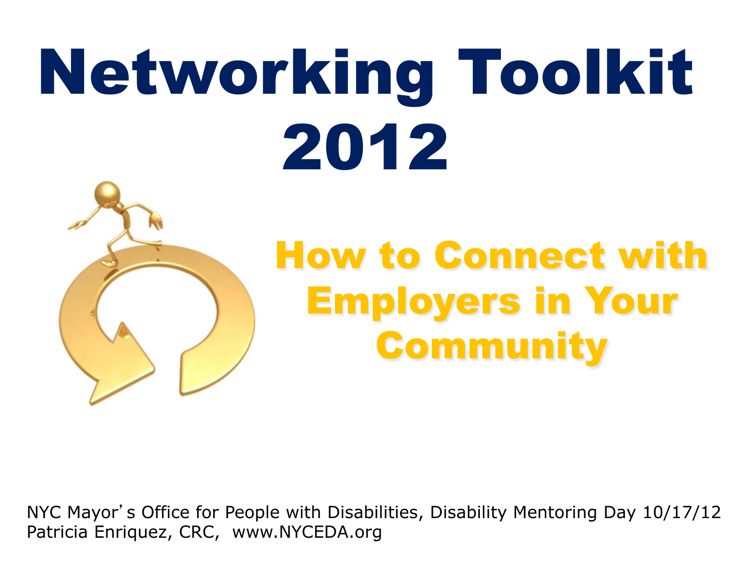# Networking Toolkit 2012

## How to Connect with Employers in Your Community

NYC Mayor's Office for People with Disabilities, Disability Mentoring Day 10/17/12
Patricia Enriquez, CRC, www.NYCEDA.org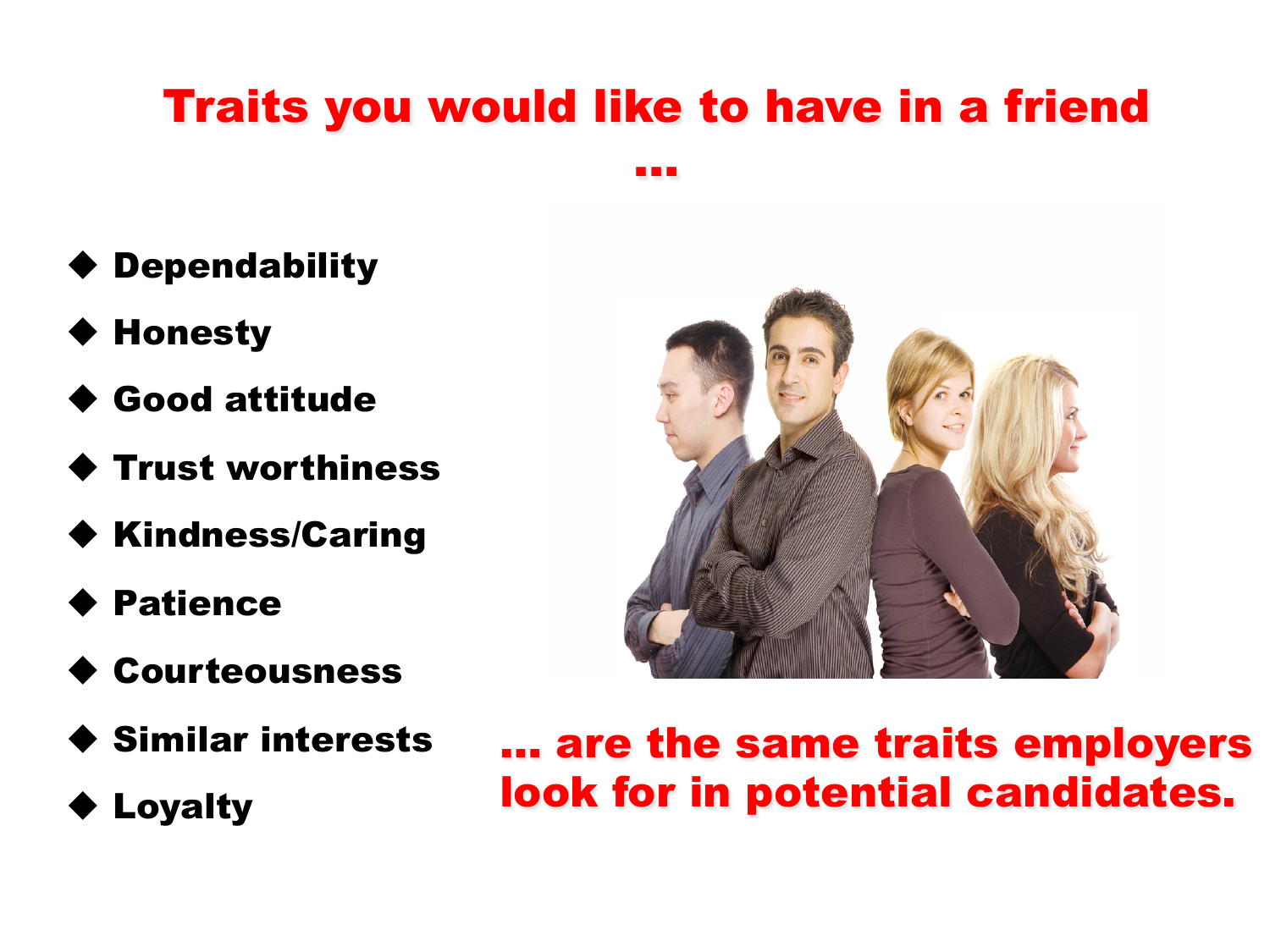# Traits you would like to have in a friend …

- Dependability
- Honesty
- Good attitude
- Trust worthiness
- Kindness/Caring
- Patience
- Courteousness
- Similar interests
- Loyalty

**… are the same traits employers look for in potential candidates.**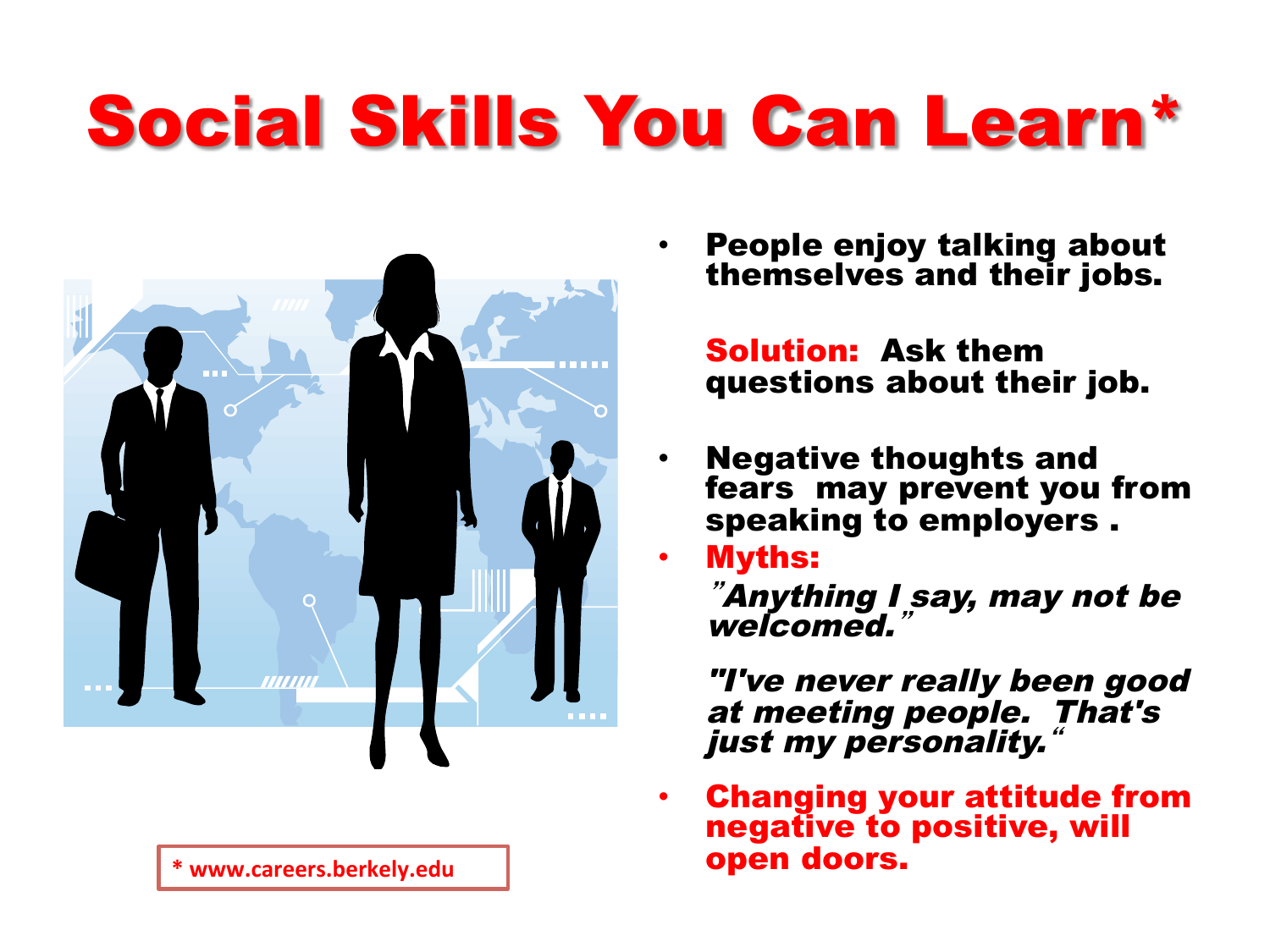# Social Skills You Can Learn*

- **People enjoy talking about themselves and their jobs.**

  **Solution: Ask them questions about their job.**

- **Negative thoughts and fears may prevent you from speaking to employers .**
- **Myths:**

  ***"Anything I say, may not be welcomed."***

  ***"I've never really been good at meeting people. That's just my personality."***

- **Changing your attitude from negative to positive, will open doors.**

**\* www.careers.berkely.edu**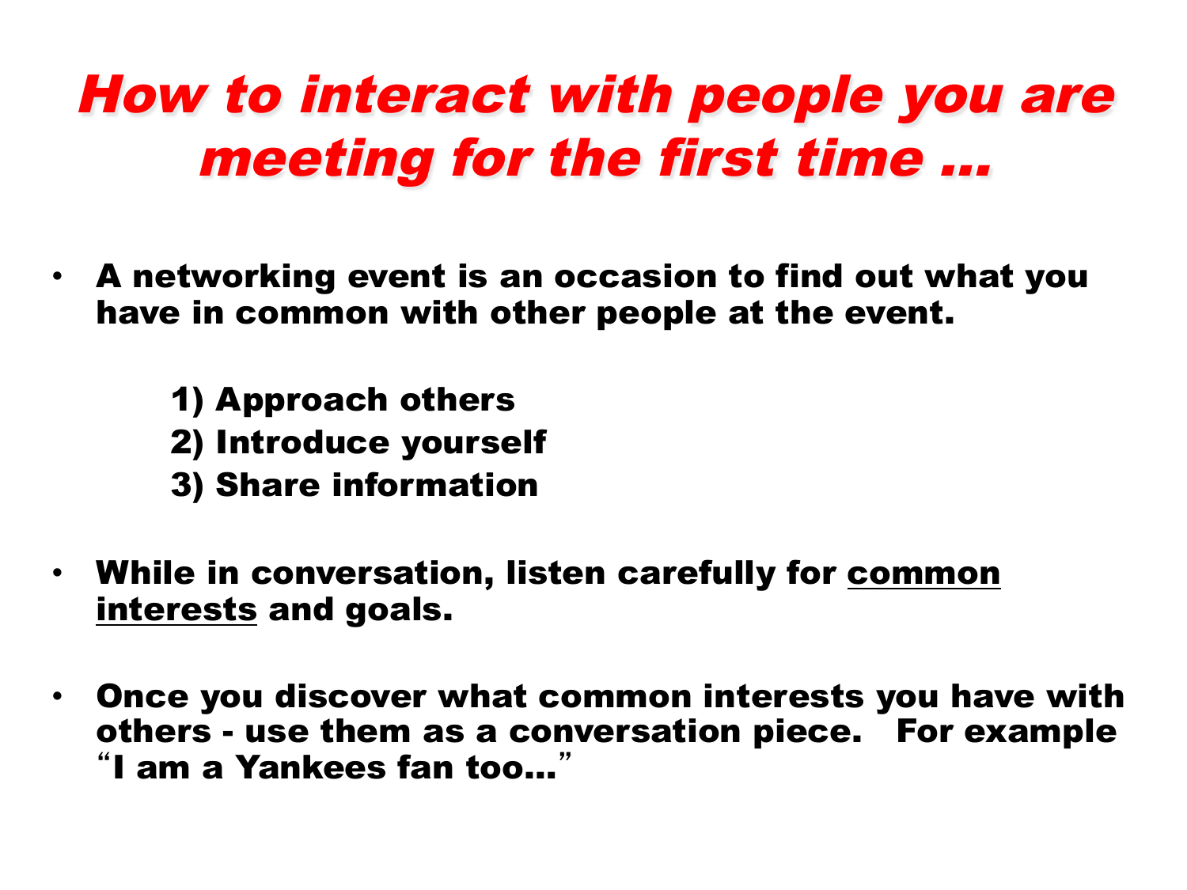# *How to interact with people you are meeting for the first time …*

- **A networking event is an occasion to find out what you have in common with other people at the event.**

  **1) Approach others**
  **2) Introduce yourself**
  **3) Share information**

- **While in conversation, listen carefully for <u>common interests</u> and goals.**

- **Once you discover what common interests you have with others - use them as a conversation piece. For example "I am a Yankees fan too…"**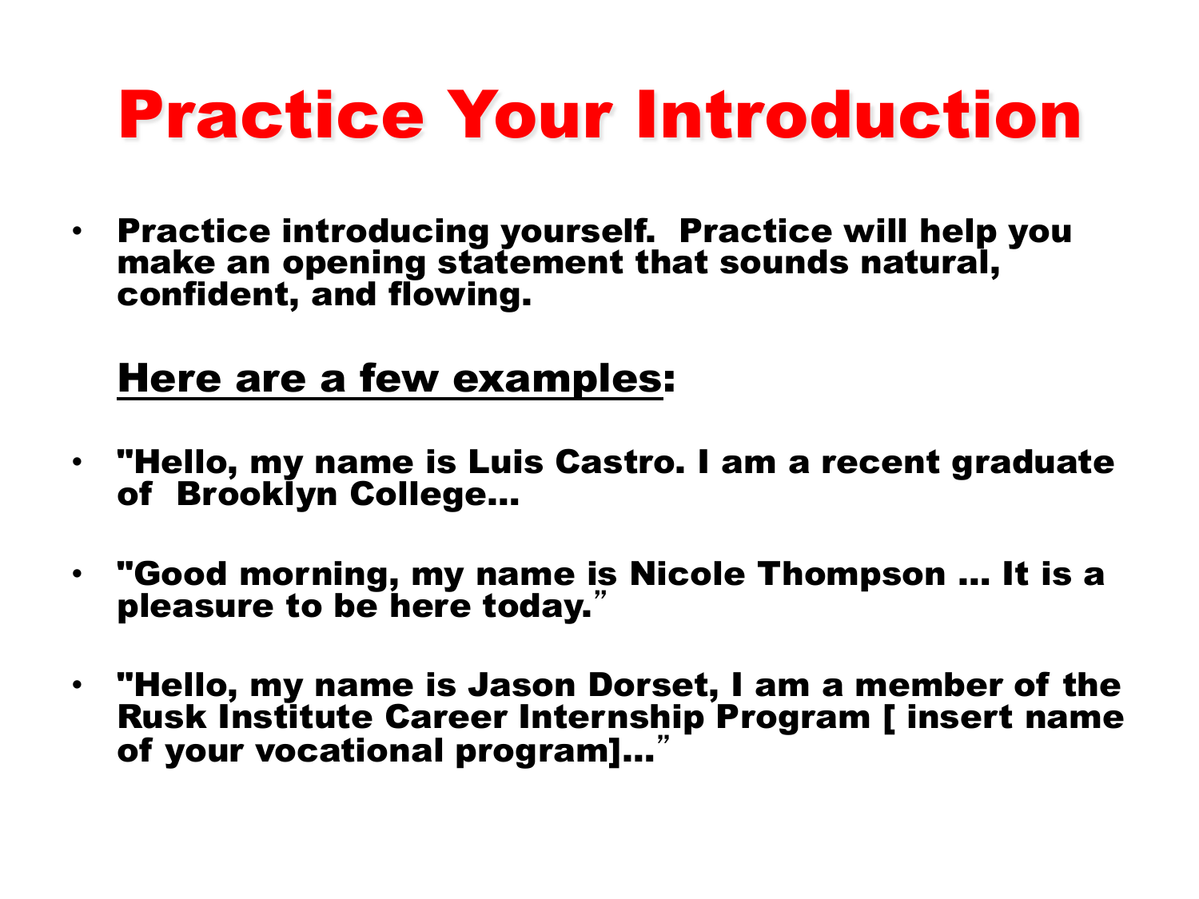# Practice Your Introduction

- **Practice introducing yourself. Practice will help you make an opening statement that sounds natural, confident, and flowing.**

  **Here are a few examples:**

- **"Hello, my name is Luis Castro. I am a recent graduate of Brooklyn College…**
- **"Good morning, my name is Nicole Thompson … It is a pleasure to be here today."**
- **"Hello, my name is Jason Dorset, I am a member of the Rusk Institute Career Internship Program [ insert name of your vocational program]…"**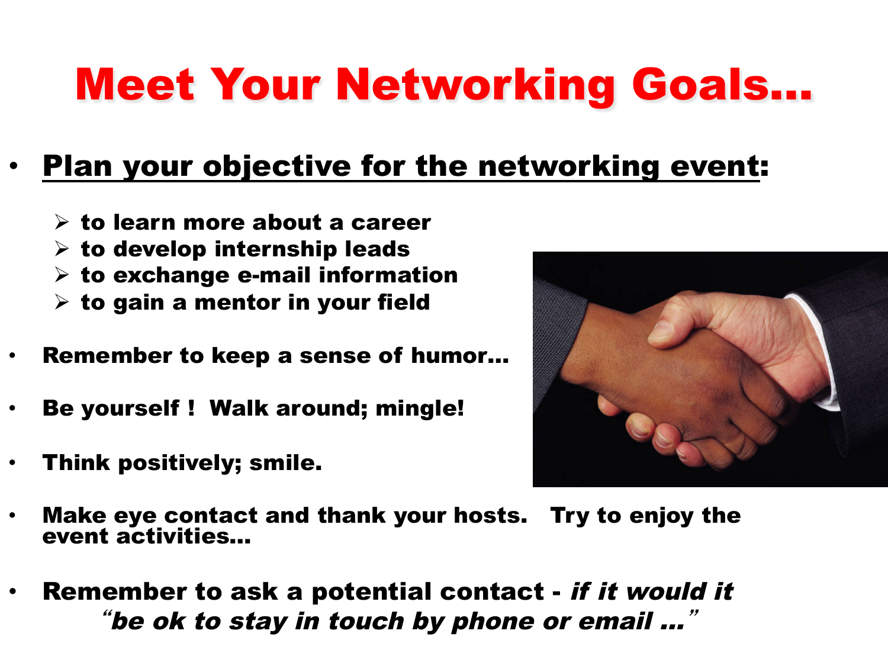# Meet Your Networking Goals…

- **<u>Plan your objective for the networking event</u>:**
  - **to learn more about a career**
  - **to develop internship leads**
  - **to exchange e-mail information**
  - **to gain a mentor in your field**
- **Remember to keep a sense of humor…**
- **Be yourself ! Walk around; mingle!**
- **Think positively; smile.**
- **Make eye contact and thank your hosts. Try to enjoy the event activities…**
- **Remember to ask a potential contact - *if it would it "be ok to stay in touch by phone or email …"***